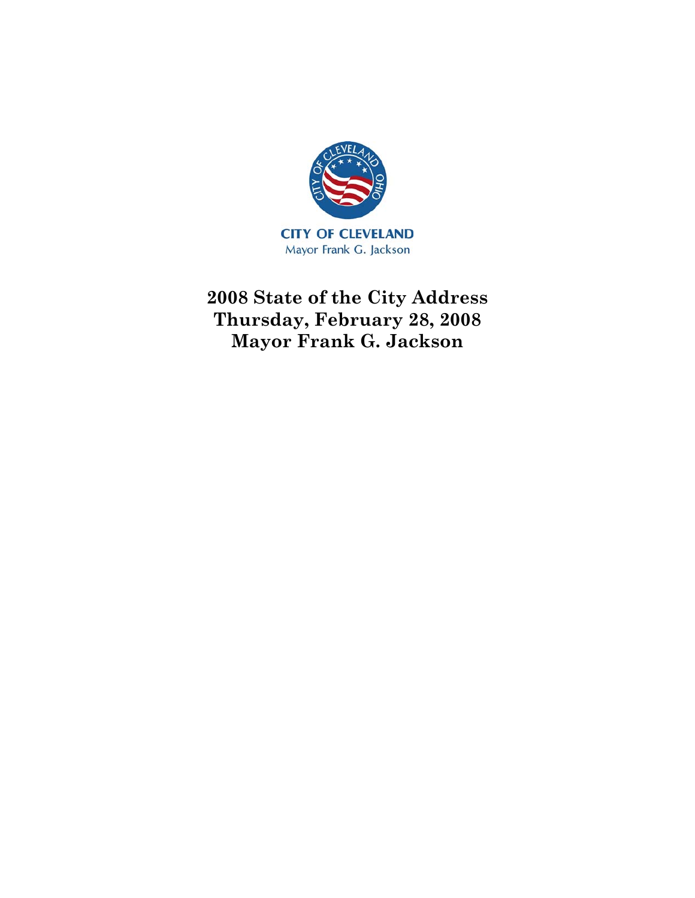CITY OF CLEVELAND

Mayor Frank G. Jackson

# 2008 State of the City Address
# Thursday, February 28, 2008
# Mayor Frank G. Jackson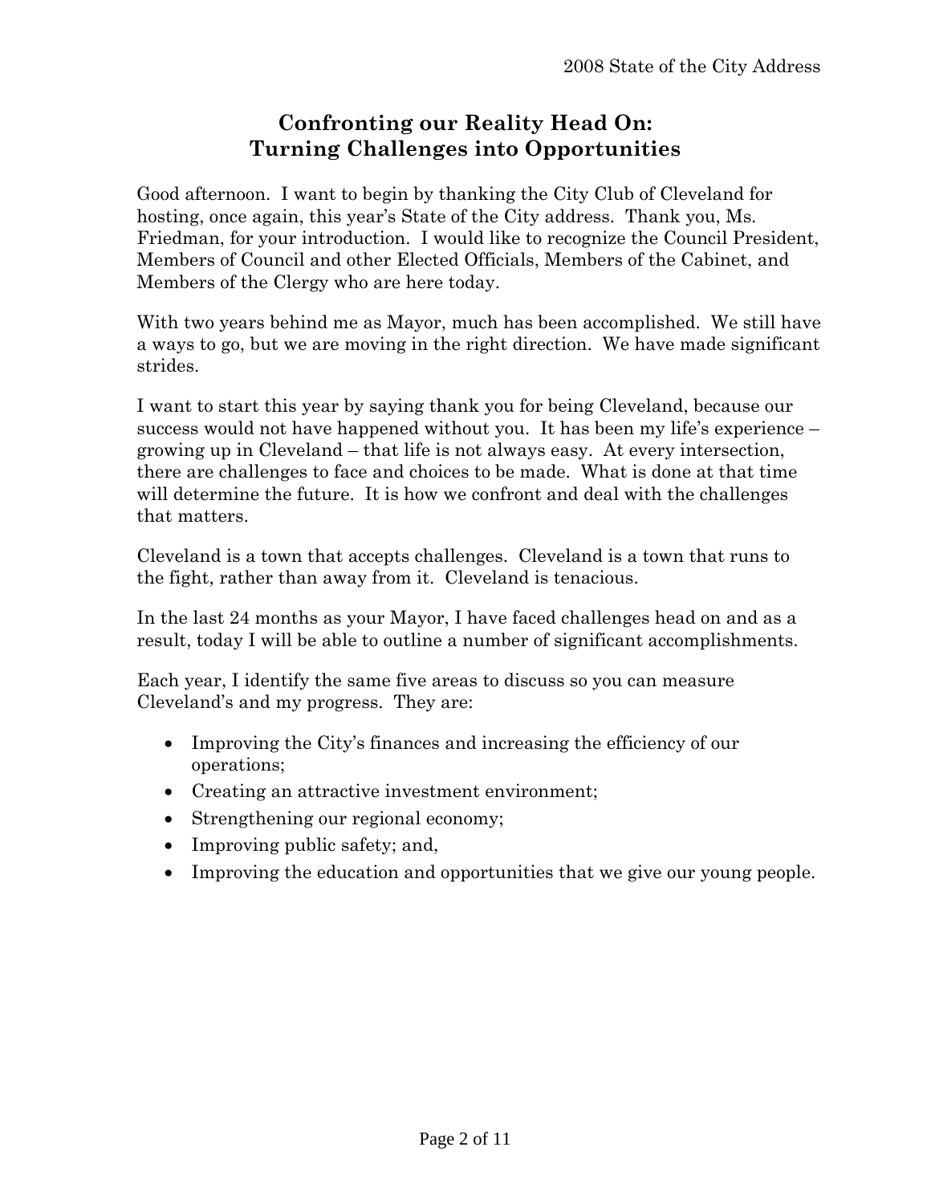# Confronting our Reality Head On: Turning Challenges into Opportunities

Good afternoon. I want to begin by thanking the City Club of Cleveland for hosting, once again, this year's State of the City address. Thank you, Ms. Friedman, for your introduction. I would like to recognize the Council President, Members of Council and other Elected Officials, Members of the Cabinet, and Members of the Clergy who are here today.

With two years behind me as Mayor, much has been accomplished. We still have a ways to go, but we are moving in the right direction. We have made significant strides.

I want to start this year by saying thank you for being Cleveland, because our success would not have happened without you. It has been my life's experience – growing up in Cleveland – that life is not always easy. At every intersection, there are challenges to face and choices to be made. What is done at that time will determine the future. It is how we confront and deal with the challenges that matters.

Cleveland is a town that accepts challenges. Cleveland is a town that runs to the fight, rather than away from it. Cleveland is tenacious.

In the last 24 months as your Mayor, I have faced challenges head on and as a result, today I will be able to outline a number of significant accomplishments.

Each year, I identify the same five areas to discuss so you can measure Cleveland's and my progress. They are:

- Improving the City's finances and increasing the efficiency of our operations;
- Creating an attractive investment environment;
- Strengthening our regional economy;
- Improving public safety; and,
- Improving the education and opportunities that we give our young people.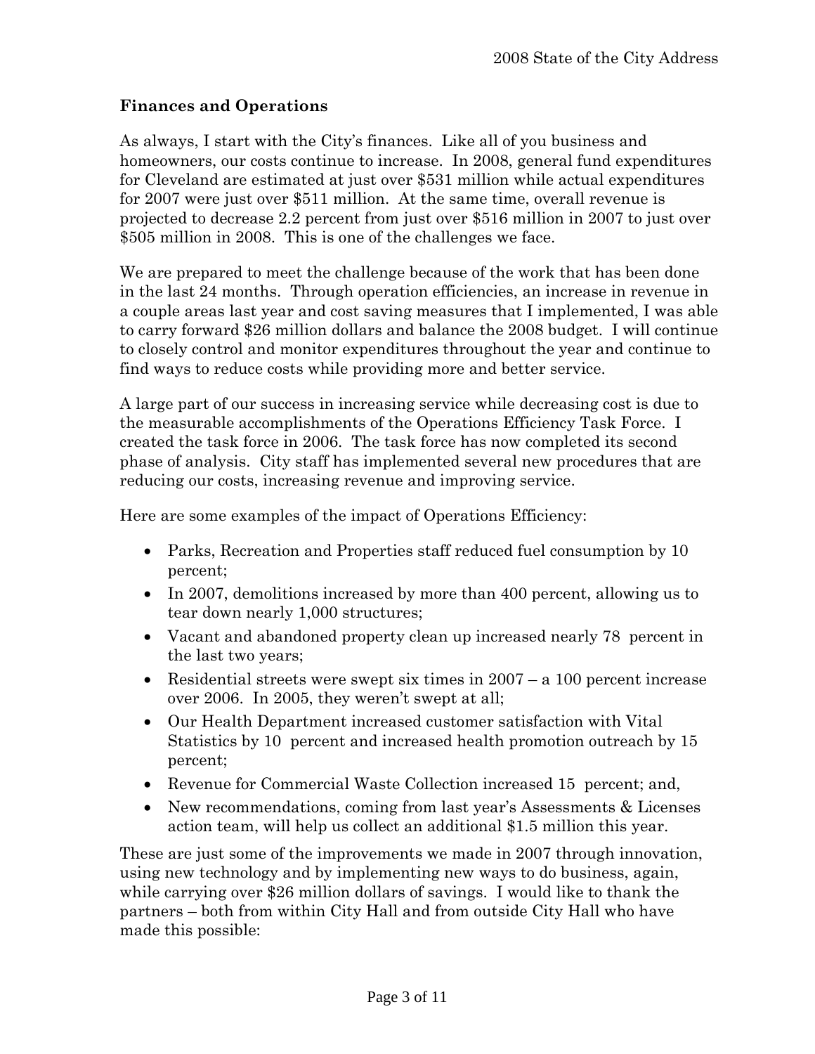## Finances and Operations

As always, I start with the City's finances. Like all of you business and homeowners, our costs continue to increase. In 2008, general fund expenditures for Cleveland are estimated at just over $531 million while actual expenditures for 2007 were just over $511 million. At the same time, overall revenue is projected to decrease 2.2 percent from just over $516 million in 2007 to just over $505 million in 2008. This is one of the challenges we face.

We are prepared to meet the challenge because of the work that has been done in the last 24 months. Through operation efficiencies, an increase in revenue in a couple areas last year and cost saving measures that I implemented, I was able to carry forward $26 million dollars and balance the 2008 budget. I will continue to closely control and monitor expenditures throughout the year and continue to find ways to reduce costs while providing more and better service.

A large part of our success in increasing service while decreasing cost is due to the measurable accomplishments of the Operations Efficiency Task Force. I created the task force in 2006. The task force has now completed its second phase of analysis. City staff has implemented several new procedures that are reducing our costs, increasing revenue and improving service.

Here are some examples of the impact of Operations Efficiency:

- Parks, Recreation and Properties staff reduced fuel consumption by 10 percent;
- In 2007, demolitions increased by more than 400 percent, allowing us to tear down nearly 1,000 structures;
- Vacant and abandoned property clean up increased nearly 78 percent in the last two years;
- Residential streets were swept six times in 2007 – a 100 percent increase over 2006. In 2005, they weren't swept at all;
- Our Health Department increased customer satisfaction with Vital Statistics by 10 percent and increased health promotion outreach by 15 percent;
- Revenue for Commercial Waste Collection increased 15 percent; and,
- New recommendations, coming from last year's Assessments & Licenses action team, will help us collect an additional $1.5 million this year.

These are just some of the improvements we made in 2007 through innovation, using new technology and by implementing new ways to do business, again, while carrying over $26 million dollars of savings. I would like to thank the partners – both from within City Hall and from outside City Hall who have made this possible: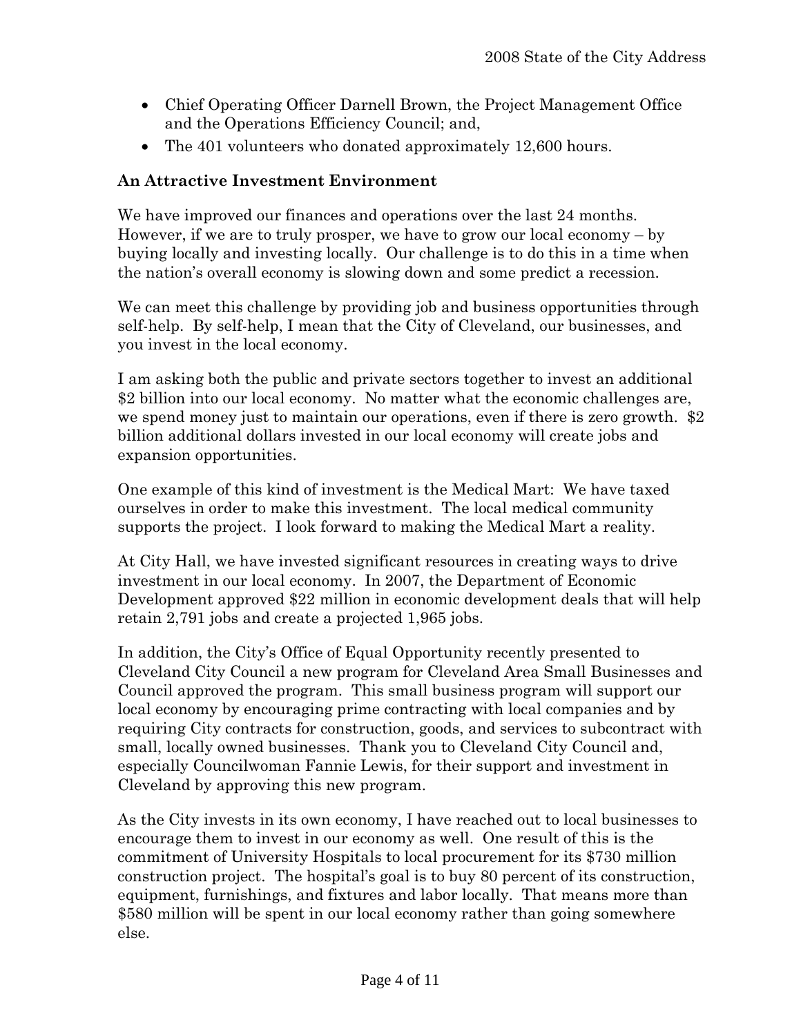- Chief Operating Officer Darnell Brown, the Project Management Office and the Operations Efficiency Council; and,
- The 401 volunteers who donated approximately 12,600 hours.

**An Attractive Investment Environment**

We have improved our finances and operations over the last 24 months. However, if we are to truly prosper, we have to grow our local economy – by buying locally and investing locally. Our challenge is to do this in a time when the nation's overall economy is slowing down and some predict a recession.

We can meet this challenge by providing job and business opportunities through self-help. By self-help, I mean that the City of Cleveland, our businesses, and you invest in the local economy.

I am asking both the public and private sectors together to invest an additional $2 billion into our local economy. No matter what the economic challenges are, we spend money just to maintain our operations, even if there is zero growth. $2 billion additional dollars invested in our local economy will create jobs and expansion opportunities.

One example of this kind of investment is the Medical Mart: We have taxed ourselves in order to make this investment. The local medical community supports the project. I look forward to making the Medical Mart a reality.

At City Hall, we have invested significant resources in creating ways to drive investment in our local economy. In 2007, the Department of Economic Development approved $22 million in economic development deals that will help retain 2,791 jobs and create a projected 1,965 jobs.

In addition, the City's Office of Equal Opportunity recently presented to Cleveland City Council a new program for Cleveland Area Small Businesses and Council approved the program. This small business program will support our local economy by encouraging prime contracting with local companies and by requiring City contracts for construction, goods, and services to subcontract with small, locally owned businesses. Thank you to Cleveland City Council and, especially Councilwoman Fannie Lewis, for their support and investment in Cleveland by approving this new program.

As the City invests in its own economy, I have reached out to local businesses to encourage them to invest in our economy as well. One result of this is the commitment of University Hospitals to local procurement for its $730 million construction project. The hospital's goal is to buy 80 percent of its construction, equipment, furnishings, and fixtures and labor locally. That means more than $580 million will be spent in our local economy rather than going somewhere else.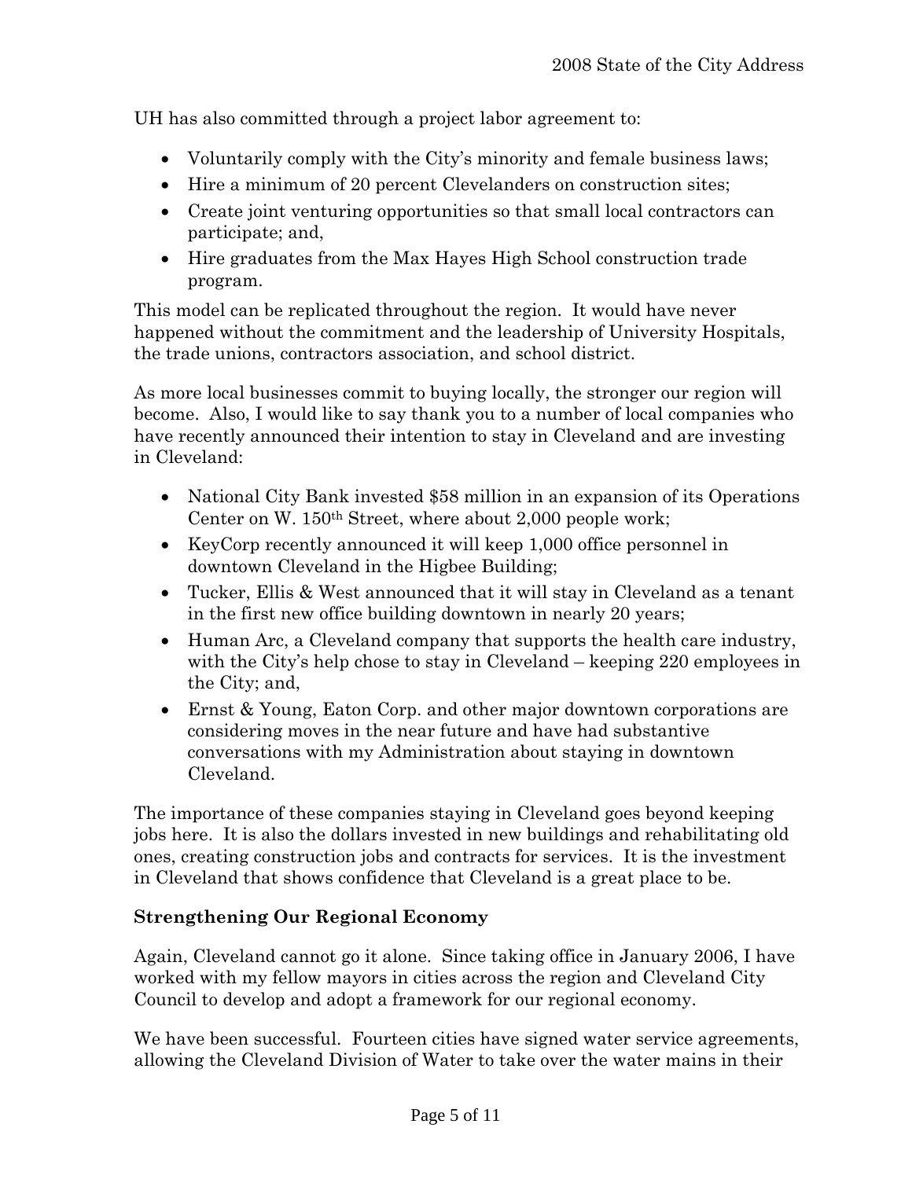UH has also committed through a project labor agreement to:

- Voluntarily comply with the City's minority and female business laws;
- Hire a minimum of 20 percent Clevelanders on construction sites;
- Create joint venturing opportunities so that small local contractors can participate; and,
- Hire graduates from the Max Hayes High School construction trade program.

This model can be replicated throughout the region. It would have never happened without the commitment and the leadership of University Hospitals, the trade unions, contractors association, and school district.

As more local businesses commit to buying locally, the stronger our region will become. Also, I would like to say thank you to a number of local companies who have recently announced their intention to stay in Cleveland and are investing in Cleveland:

- National City Bank invested $58 million in an expansion of its Operations Center on W. 150th Street, where about 2,000 people work;
- KeyCorp recently announced it will keep 1,000 office personnel in downtown Cleveland in the Higbee Building;
- Tucker, Ellis & West announced that it will stay in Cleveland as a tenant in the first new office building downtown in nearly 20 years;
- Human Arc, a Cleveland company that supports the health care industry, with the City's help chose to stay in Cleveland – keeping 220 employees in the City; and,
- Ernst & Young, Eaton Corp. and other major downtown corporations are considering moves in the near future and have had substantive conversations with my Administration about staying in downtown Cleveland.

The importance of these companies staying in Cleveland goes beyond keeping jobs here. It is also the dollars invested in new buildings and rehabilitating old ones, creating construction jobs and contracts for services. It is the investment in Cleveland that shows confidence that Cleveland is a great place to be.

**Strengthening Our Regional Economy**

Again, Cleveland cannot go it alone. Since taking office in January 2006, I have worked with my fellow mayors in cities across the region and Cleveland City Council to develop and adopt a framework for our regional economy.

We have been successful. Fourteen cities have signed water service agreements, allowing the Cleveland Division of Water to take over the water mains in their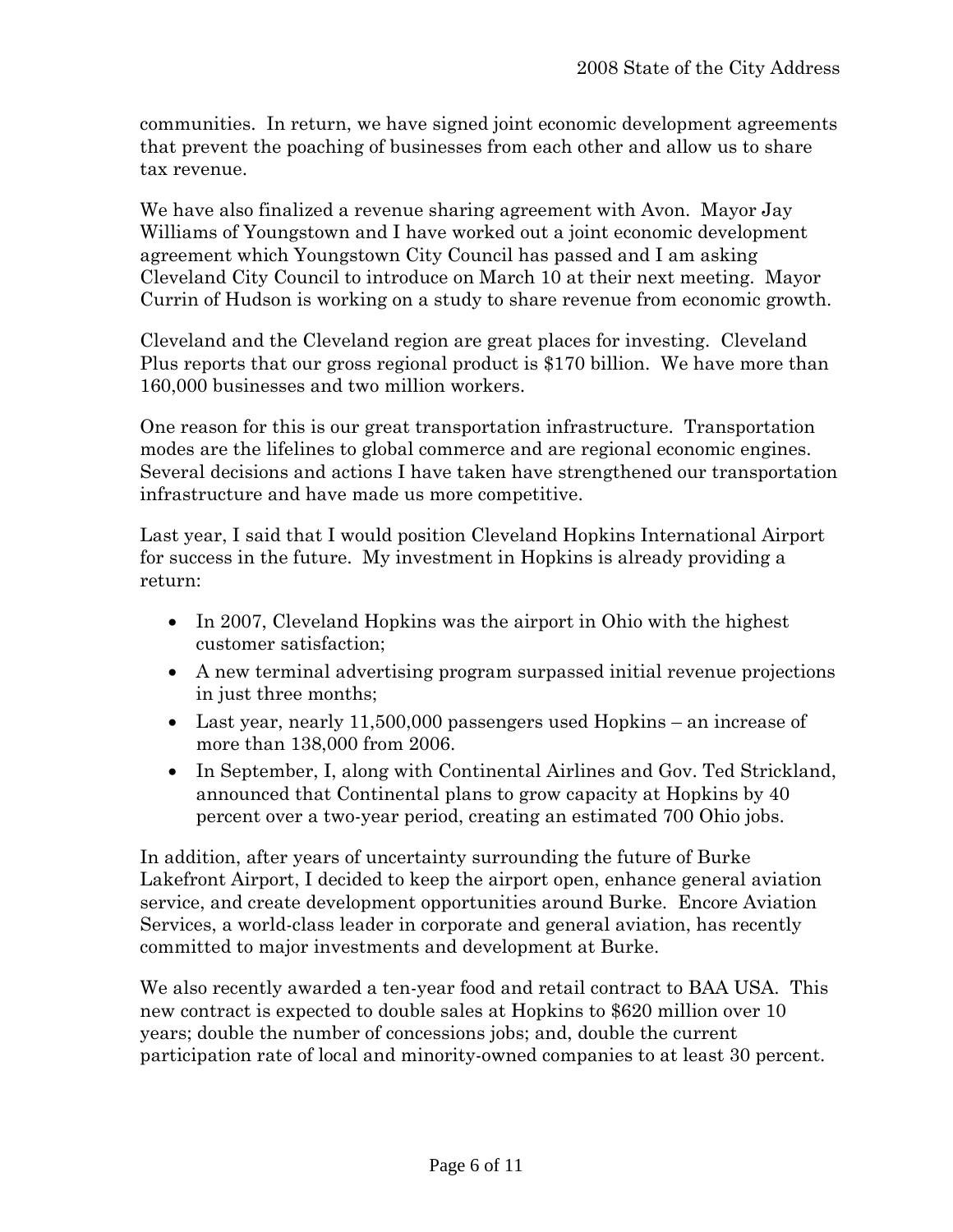communities. In return, we have signed joint economic development agreements that prevent the poaching of businesses from each other and allow us to share tax revenue.

We have also finalized a revenue sharing agreement with Avon. Mayor Jay Williams of Youngstown and I have worked out a joint economic development agreement which Youngstown City Council has passed and I am asking Cleveland City Council to introduce on March 10 at their next meeting. Mayor Currin of Hudson is working on a study to share revenue from economic growth.

Cleveland and the Cleveland region are great places for investing. Cleveland Plus reports that our gross regional product is $170 billion. We have more than 160,000 businesses and two million workers.

One reason for this is our great transportation infrastructure. Transportation modes are the lifelines to global commerce and are regional economic engines. Several decisions and actions I have taken have strengthened our transportation infrastructure and have made us more competitive.

Last year, I said that I would position Cleveland Hopkins International Airport for success in the future. My investment in Hopkins is already providing a return:

- In 2007, Cleveland Hopkins was the airport in Ohio with the highest customer satisfaction;
- A new terminal advertising program surpassed initial revenue projections in just three months;
- Last year, nearly 11,500,000 passengers used Hopkins – an increase of more than 138,000 from 2006.
- In September, I, along with Continental Airlines and Gov. Ted Strickland, announced that Continental plans to grow capacity at Hopkins by 40 percent over a two-year period, creating an estimated 700 Ohio jobs.

In addition, after years of uncertainty surrounding the future of Burke Lakefront Airport, I decided to keep the airport open, enhance general aviation service, and create development opportunities around Burke. Encore Aviation Services, a world-class leader in corporate and general aviation, has recently committed to major investments and development at Burke.

We also recently awarded a ten-year food and retail contract to BAA USA. This new contract is expected to double sales at Hopkins to $620 million over 10 years; double the number of concessions jobs; and, double the current participation rate of local and minority-owned companies to at least 30 percent.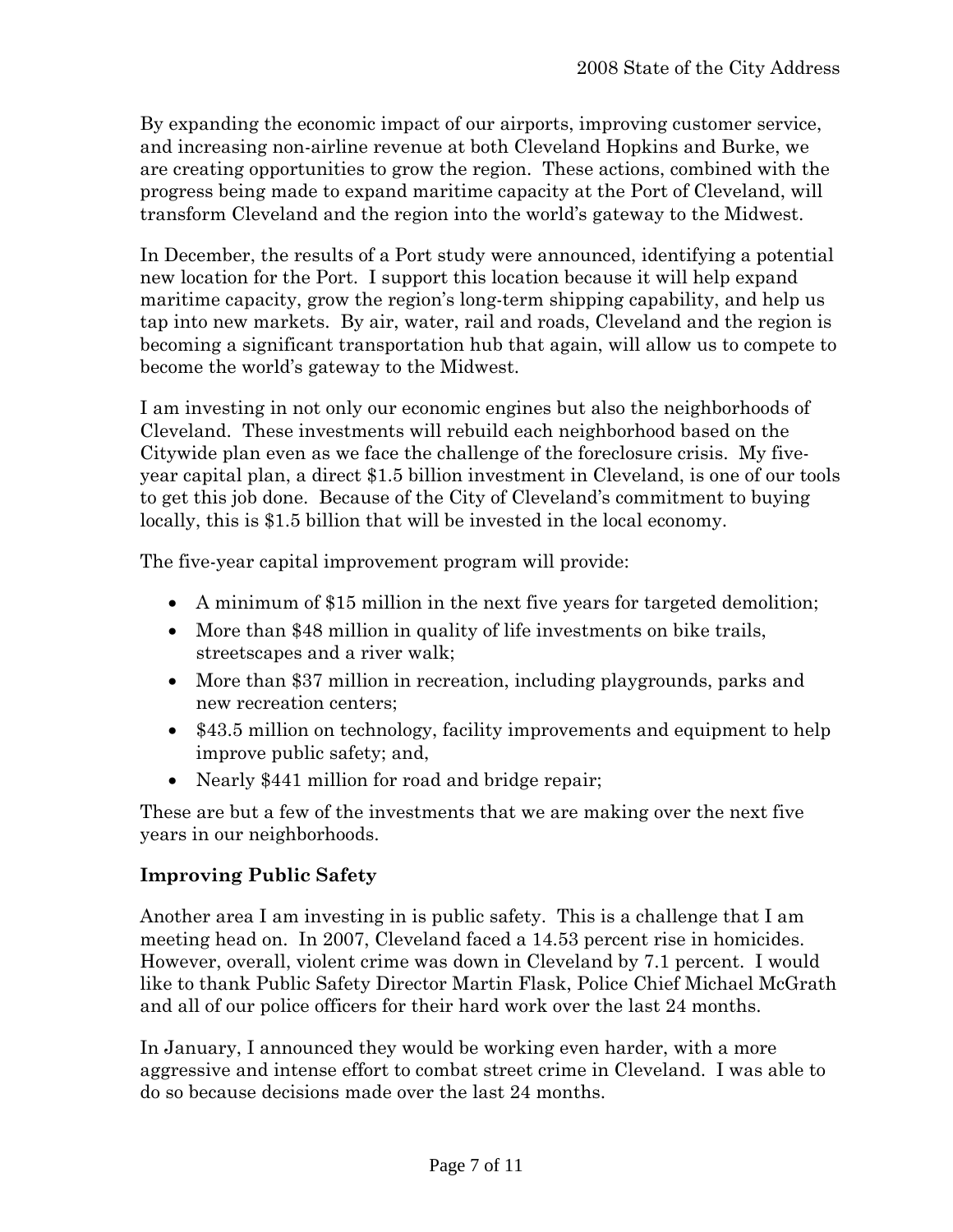By expanding the economic impact of our airports, improving customer service, and increasing non-airline revenue at both Cleveland Hopkins and Burke, we are creating opportunities to grow the region. These actions, combined with the progress being made to expand maritime capacity at the Port of Cleveland, will transform Cleveland and the region into the world's gateway to the Midwest.

In December, the results of a Port study were announced, identifying a potential new location for the Port. I support this location because it will help expand maritime capacity, grow the region's long-term shipping capability, and help us tap into new markets. By air, water, rail and roads, Cleveland and the region is becoming a significant transportation hub that again, will allow us to compete to become the world's gateway to the Midwest.

I am investing in not only our economic engines but also the neighborhoods of Cleveland. These investments will rebuild each neighborhood based on the Citywide plan even as we face the challenge of the foreclosure crisis. My five-year capital plan, a direct $1.5 billion investment in Cleveland, is one of our tools to get this job done. Because of the City of Cleveland's commitment to buying locally, this is $1.5 billion that will be invested in the local economy.

The five-year capital improvement program will provide:

- A minimum of $15 million in the next five years for targeted demolition;
- More than $48 million in quality of life investments on bike trails, streetscapes and a river walk;
- More than $37 million in recreation, including playgrounds, parks and new recreation centers;
- $43.5 million on technology, facility improvements and equipment to help improve public safety; and,
- Nearly $441 million for road and bridge repair;

These are but a few of the investments that we are making over the next five years in our neighborhoods.

**Improving Public Safety**

Another area I am investing in is public safety. This is a challenge that I am meeting head on. In 2007, Cleveland faced a 14.53 percent rise in homicides. However, overall, violent crime was down in Cleveland by 7.1 percent. I would like to thank Public Safety Director Martin Flask, Police Chief Michael McGrath and all of our police officers for their hard work over the last 24 months.

In January, I announced they would be working even harder, with a more aggressive and intense effort to combat street crime in Cleveland. I was able to do so because decisions made over the last 24 months.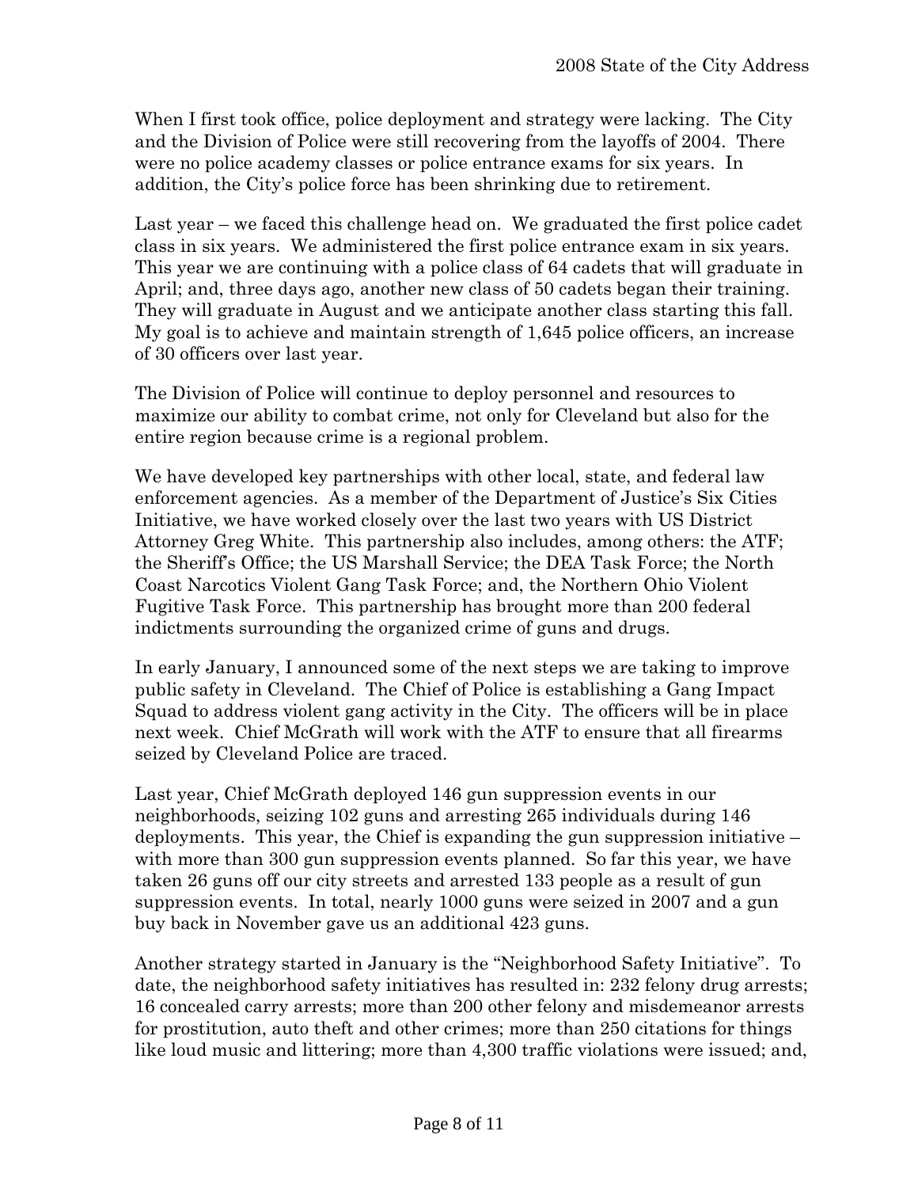When I first took office, police deployment and strategy were lacking. The City and the Division of Police were still recovering from the layoffs of 2004. There were no police academy classes or police entrance exams for six years. In addition, the City's police force has been shrinking due to retirement.

Last year – we faced this challenge head on. We graduated the first police cadet class in six years. We administered the first police entrance exam in six years. This year we are continuing with a police class of 64 cadets that will graduate in April; and, three days ago, another new class of 50 cadets began their training. They will graduate in August and we anticipate another class starting this fall. My goal is to achieve and maintain strength of 1,645 police officers, an increase of 30 officers over last year.

The Division of Police will continue to deploy personnel and resources to maximize our ability to combat crime, not only for Cleveland but also for the entire region because crime is a regional problem.

We have developed key partnerships with other local, state, and federal law enforcement agencies. As a member of the Department of Justice's Six Cities Initiative, we have worked closely over the last two years with US District Attorney Greg White. This partnership also includes, among others: the ATF; the Sheriff's Office; the US Marshall Service; the DEA Task Force; the North Coast Narcotics Violent Gang Task Force; and, the Northern Ohio Violent Fugitive Task Force. This partnership has brought more than 200 federal indictments surrounding the organized crime of guns and drugs.

In early January, I announced some of the next steps we are taking to improve public safety in Cleveland. The Chief of Police is establishing a Gang Impact Squad to address violent gang activity in the City. The officers will be in place next week. Chief McGrath will work with the ATF to ensure that all firearms seized by Cleveland Police are traced.

Last year, Chief McGrath deployed 146 gun suppression events in our neighborhoods, seizing 102 guns and arresting 265 individuals during 146 deployments. This year, the Chief is expanding the gun suppression initiative – with more than 300 gun suppression events planned. So far this year, we have taken 26 guns off our city streets and arrested 133 people as a result of gun suppression events. In total, nearly 1000 guns were seized in 2007 and a gun buy back in November gave us an additional 423 guns.

Another strategy started in January is the "Neighborhood Safety Initiative". To date, the neighborhood safety initiatives has resulted in: 232 felony drug arrests; 16 concealed carry arrests; more than 200 other felony and misdemeanor arrests for prostitution, auto theft and other crimes; more than 250 citations for things like loud music and littering; more than 4,300 traffic violations were issued; and,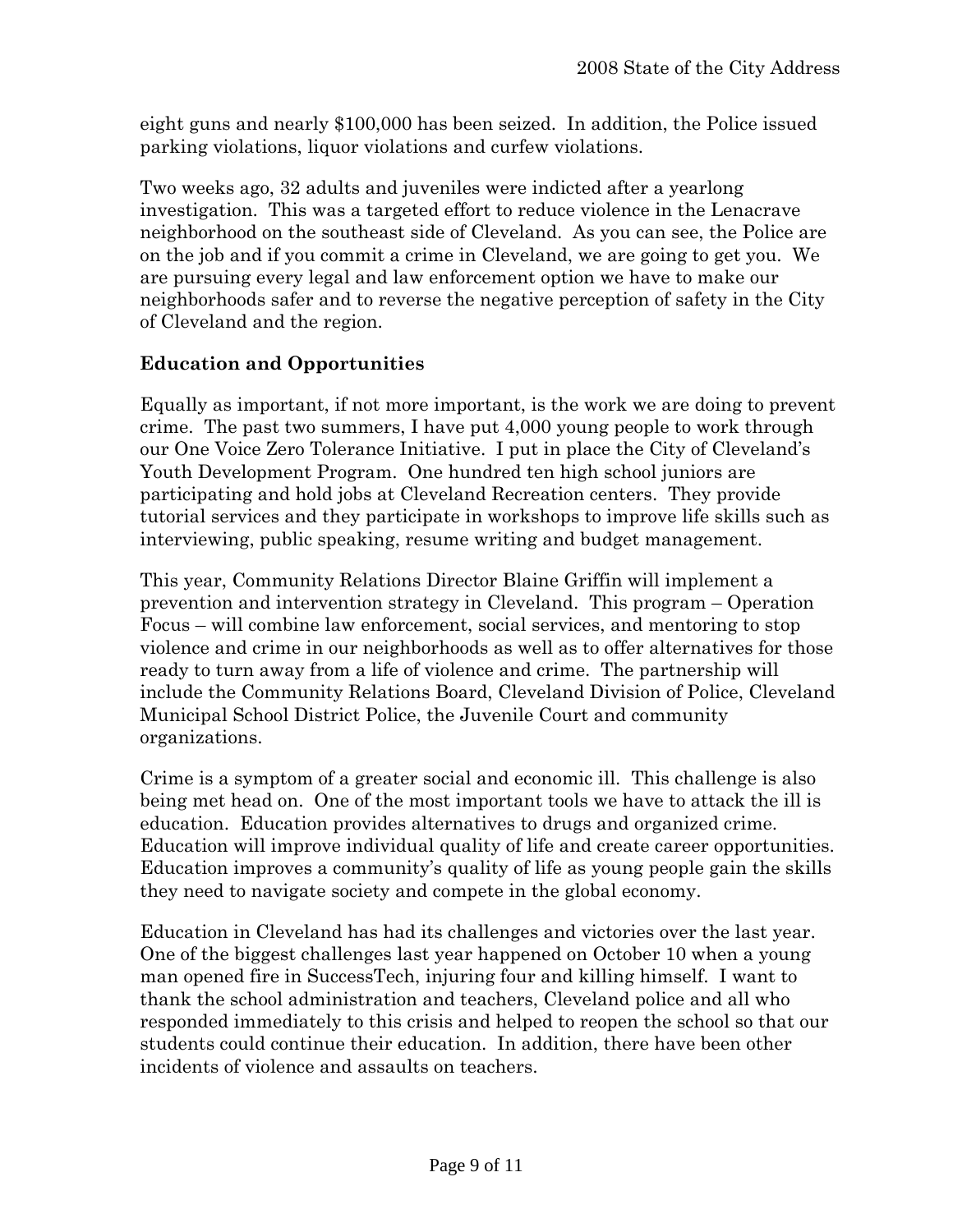eight guns and nearly $100,000 has been seized. In addition, the Police issued parking violations, liquor violations and curfew violations.

Two weeks ago, 32 adults and juveniles were indicted after a yearlong investigation. This was a targeted effort to reduce violence in the Lenacrave neighborhood on the southeast side of Cleveland. As you can see, the Police are on the job and if you commit a crime in Cleveland, we are going to get you. We are pursuing every legal and law enforcement option we have to make our neighborhoods safer and to reverse the negative perception of safety in the City of Cleveland and the region.

**Education and Opportunities**

Equally as important, if not more important, is the work we are doing to prevent crime. The past two summers, I have put 4,000 young people to work through our One Voice Zero Tolerance Initiative. I put in place the City of Cleveland's Youth Development Program. One hundred ten high school juniors are participating and hold jobs at Cleveland Recreation centers. They provide tutorial services and they participate in workshops to improve life skills such as interviewing, public speaking, resume writing and budget management.

This year, Community Relations Director Blaine Griffin will implement a prevention and intervention strategy in Cleveland. This program – Operation Focus – will combine law enforcement, social services, and mentoring to stop violence and crime in our neighborhoods as well as to offer alternatives for those ready to turn away from a life of violence and crime. The partnership will include the Community Relations Board, Cleveland Division of Police, Cleveland Municipal School District Police, the Juvenile Court and community organizations.

Crime is a symptom of a greater social and economic ill. This challenge is also being met head on. One of the most important tools we have to attack the ill is education. Education provides alternatives to drugs and organized crime. Education will improve individual quality of life and create career opportunities. Education improves a community's quality of life as young people gain the skills they need to navigate society and compete in the global economy.

Education in Cleveland has had its challenges and victories over the last year. One of the biggest challenges last year happened on October 10 when a young man opened fire in SuccessTech, injuring four and killing himself. I want to thank the school administration and teachers, Cleveland police and all who responded immediately to this crisis and helped to reopen the school so that our students could continue their education. In addition, there have been other incidents of violence and assaults on teachers.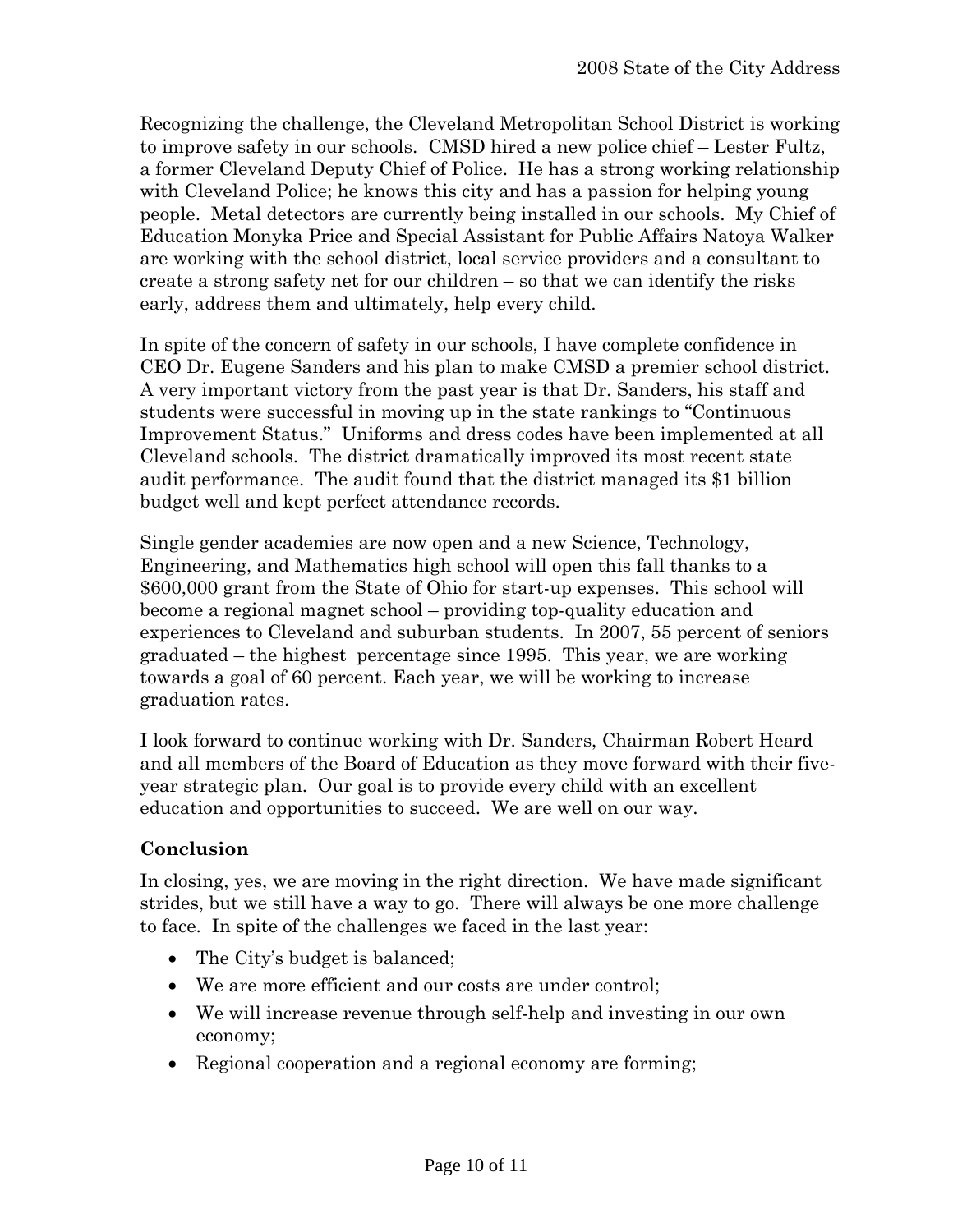Recognizing the challenge, the Cleveland Metropolitan School District is working to improve safety in our schools. CMSD hired a new police chief – Lester Fultz, a former Cleveland Deputy Chief of Police. He has a strong working relationship with Cleveland Police; he knows this city and has a passion for helping young people. Metal detectors are currently being installed in our schools. My Chief of Education Monyka Price and Special Assistant for Public Affairs Natoya Walker are working with the school district, local service providers and a consultant to create a strong safety net for our children – so that we can identify the risks early, address them and ultimately, help every child.

In spite of the concern of safety in our schools, I have complete confidence in CEO Dr. Eugene Sanders and his plan to make CMSD a premier school district. A very important victory from the past year is that Dr. Sanders, his staff and students were successful in moving up in the state rankings to "Continuous Improvement Status." Uniforms and dress codes have been implemented at all Cleveland schools. The district dramatically improved its most recent state audit performance. The audit found that the district managed its $1 billion budget well and kept perfect attendance records.

Single gender academies are now open and a new Science, Technology, Engineering, and Mathematics high school will open this fall thanks to a $600,000 grant from the State of Ohio for start-up expenses. This school will become a regional magnet school – providing top-quality education and experiences to Cleveland and suburban students. In 2007, 55 percent of seniors graduated – the highest percentage since 1995. This year, we are working towards a goal of 60 percent. Each year, we will be working to increase graduation rates.

I look forward to continue working with Dr. Sanders, Chairman Robert Heard and all members of the Board of Education as they move forward with their five-year strategic plan. Our goal is to provide every child with an excellent education and opportunities to succeed. We are well on our way.

**Conclusion**

In closing, yes, we are moving in the right direction. We have made significant strides, but we still have a way to go. There will always be one more challenge to face. In spite of the challenges we faced in the last year:

- The City's budget is balanced;
- We are more efficient and our costs are under control;
- We will increase revenue through self-help and investing in our own economy;
- Regional cooperation and a regional economy are forming;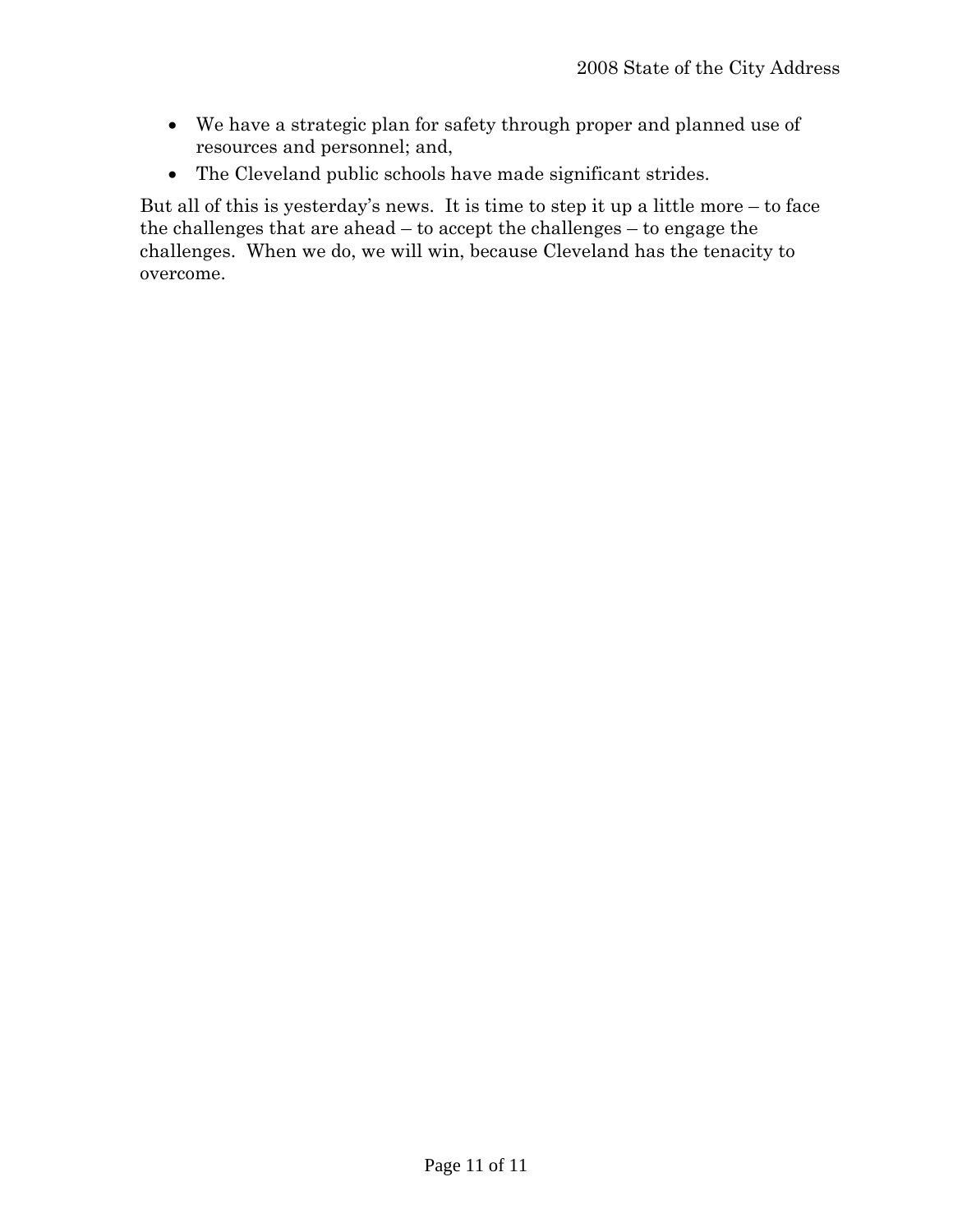- We have a strategic plan for safety through proper and planned use of resources and personnel; and,
- The Cleveland public schools have made significant strides.

But all of this is yesterday's news. It is time to step it up a little more – to face the challenges that are ahead – to accept the challenges – to engage the challenges. When we do, we will win, because Cleveland has the tenacity to overcome.